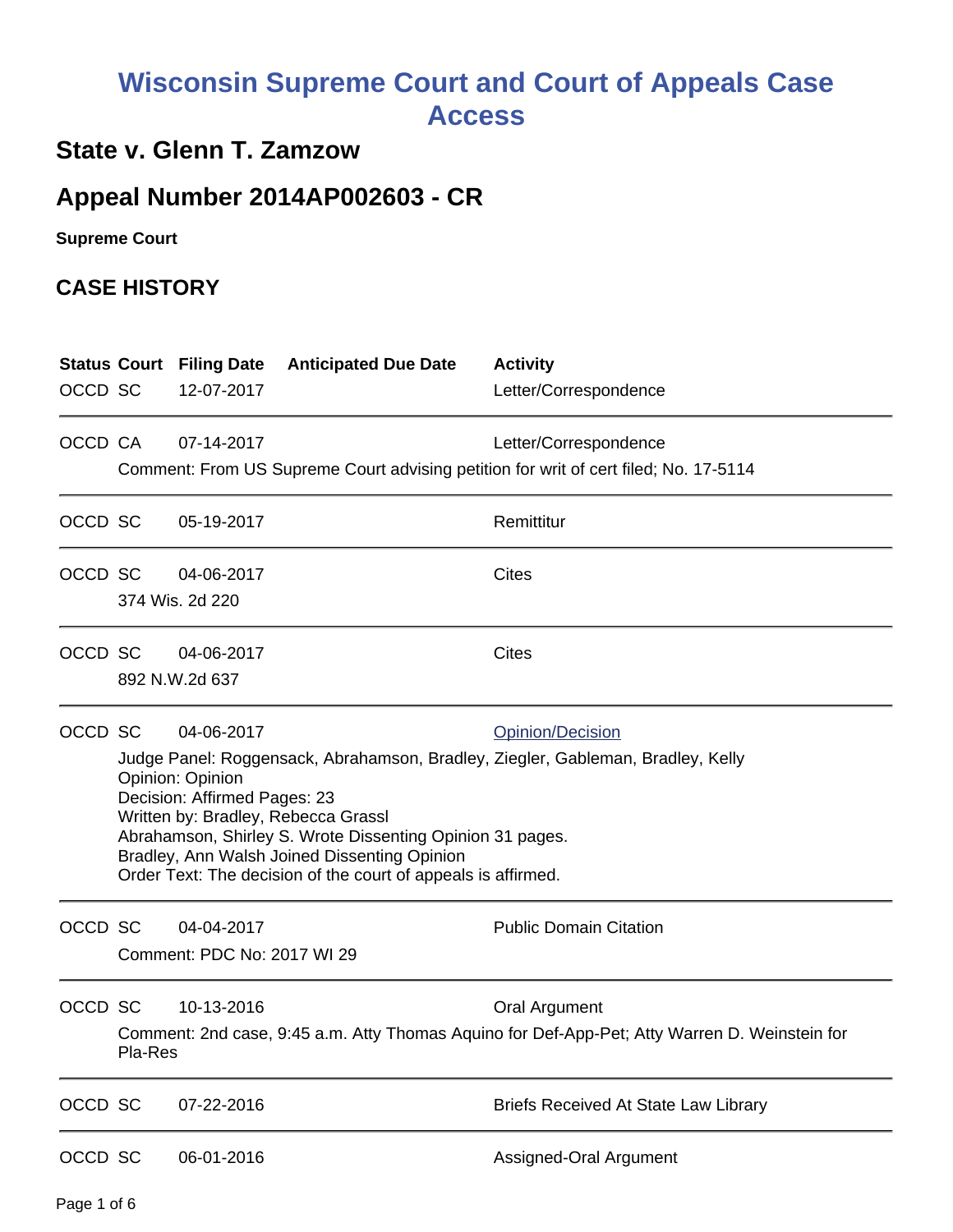# Wisconsin Supreme Court and Court of Appeals Case Access

## State v. Glenn T. Zamzow

## Appeal Number 2014AP002603 - CR

**Supreme Court**

## CASE HISTORY

| Status | Court | Filing Date | Anticipated Due Date | Activity |
|---|---|---|---|---|
| OCCD | SC | 12-07-2017 | | Letter/Correspondence |
| OCCD | CA | 07-14-2017 | | Letter/Correspondence |
| | Comment: From US Supreme Court advising petition for writ of cert filed; No. 17-5114 | | | |
| OCCD | SC | 05-19-2017 | | Remittitur |
| OCCD | SC | 04-06-2017 | | Cites |
| | 374 Wis. 2d 220 | | | |
| OCCD | SC | 04-06-2017 | | Cites |
| | 892 N.W.2d 637 | | | |
| OCCD | SC | 04-06-2017 | | Opinion/Decision |
| | Judge Panel: Roggensack, Abrahamson, Bradley, Ziegler, Gableman, Bradley, Kelly<br>Opinion: Opinion<br>Decision: Affirmed Pages: 23<br>Written by: Bradley, Rebecca Grassl<br>Abrahamson, Shirley S. Wrote Dissenting Opinion 31 pages.<br>Bradley, Ann Walsh Joined Dissenting Opinion<br>Order Text: The decision of the court of appeals is affirmed. | | | |
| OCCD | SC | 04-04-2017 | | Public Domain Citation |
| | Comment: PDC No: 2017 WI 29 | | | |
| OCCD | SC | 10-13-2016 | | Oral Argument |
| | Comment: 2nd case, 9:45 a.m. Atty Thomas Aquino for Def-App-Pet; Atty Warren D. Weinstein for Pla-Res | | | |
| OCCD | SC | 07-22-2016 | | Briefs Received At State Law Library |
| OCCD | SC | 06-01-2016 | | Assigned-Oral Argument |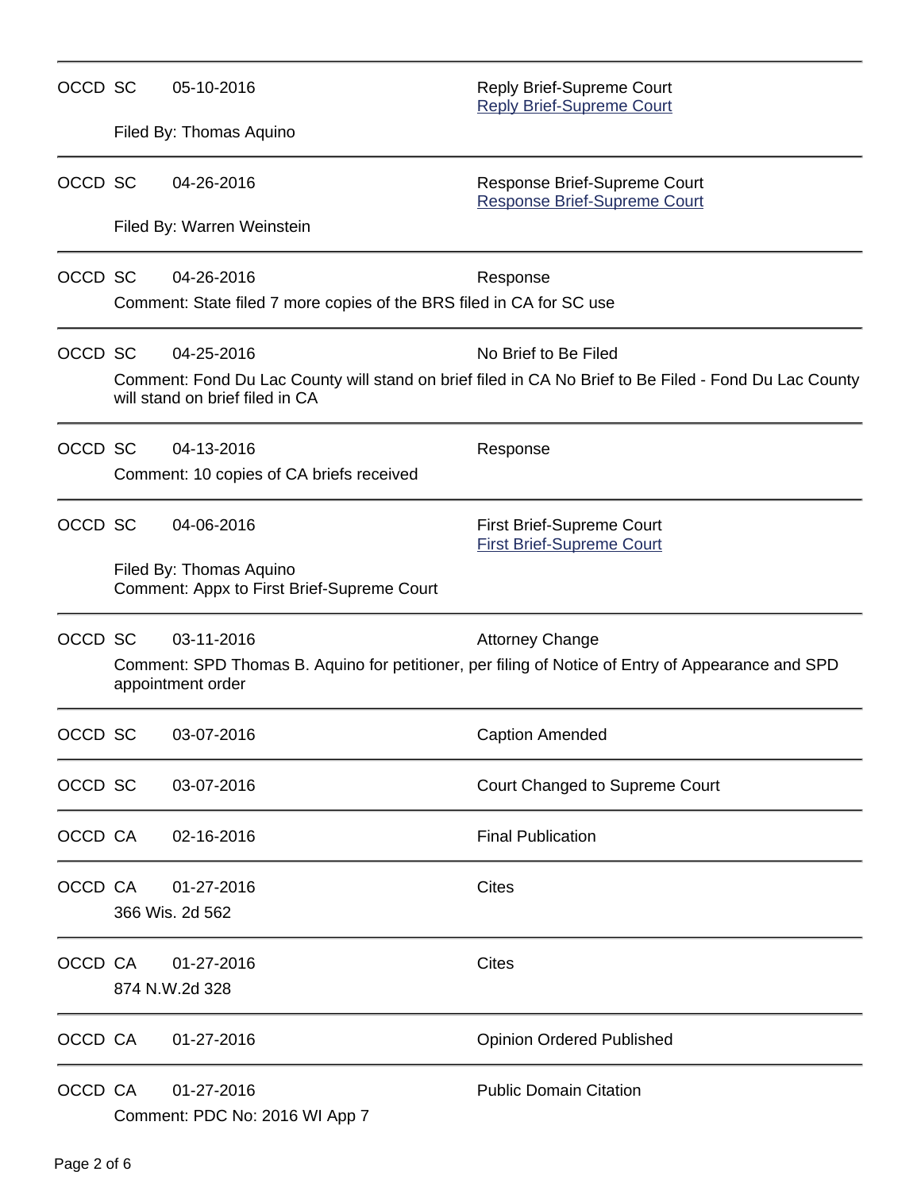| | | | |
|---|---|---|---|
| OCCD | SC | 05-10-2016 | Reply Brief-Supreme Court<br>Reply Brief-Supreme Court |
| | Filed By: Thomas Aquino | | |
| OCCD | SC | 04-26-2016 | Response Brief-Supreme Court<br>Response Brief-Supreme Court |
| | Filed By: Warren Weinstein | | |
| OCCD | SC | 04-26-2016 | Response |
| | Comment: State filed 7 more copies of the BRS filed in CA for SC use | | |
| OCCD | SC | 04-25-2016 | No Brief to Be Filed |
| | Comment: Fond Du Lac County will stand on brief filed in CA No Brief to Be Filed - Fond Du Lac County will stand on brief filed in CA | | |
| OCCD | SC | 04-13-2016 | Response |
| | Comment: 10 copies of CA briefs received | | |
| OCCD | SC | 04-06-2016 | First Brief-Supreme Court<br>First Brief-Supreme Court |
| | Filed By: Thomas Aquino<br>Comment: Appx to First Brief-Supreme Court | | |
| OCCD | SC | 03-11-2016 | Attorney Change |
| | Comment: SPD Thomas B. Aquino for petitioner, per filing of Notice of Entry of Appearance and SPD appointment order | | |
| OCCD | SC | 03-07-2016 | Caption Amended |
| OCCD | SC | 03-07-2016 | Court Changed to Supreme Court |
| OCCD | CA | 02-16-2016 | Final Publication |
| OCCD | CA | 01-27-2016 | Cites |
| | 366 Wis. 2d 562 | | |
| OCCD | CA | 01-27-2016 | Cites |
| | 874 N.W.2d 328 | | |
| OCCD | CA | 01-27-2016 | Opinion Ordered Published |
| OCCD | CA | 01-27-2016 | Public Domain Citation |
| | Comment: PDC No: 2016 WI App 7 | | |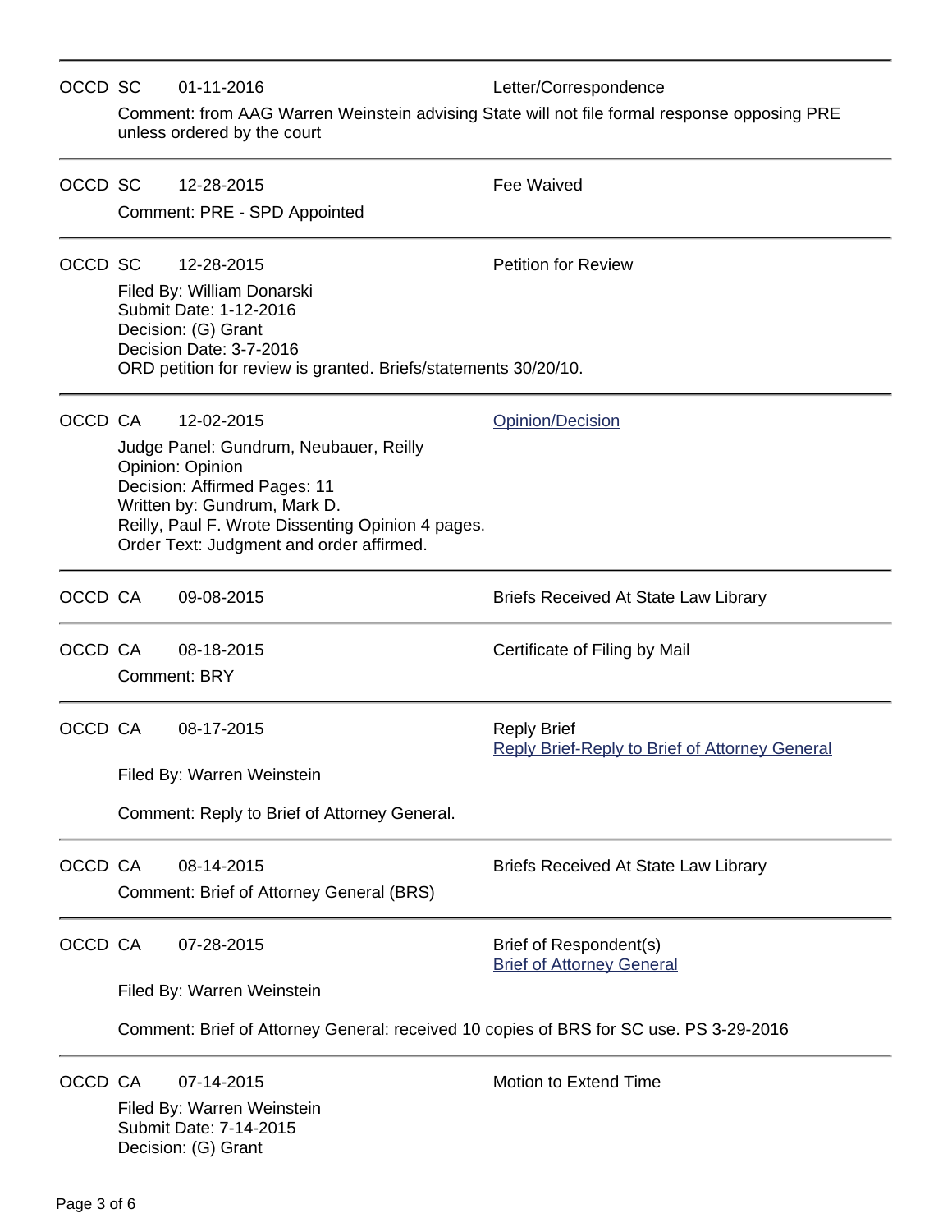---

OCCD SC 01-11-2016 Letter/Correspondence

Comment: from AAG Warren Weinstein advising State will not file formal response opposing PRE unless ordered by the court

---

OCCD SC 12-28-2015 Fee Waived

Comment: PRE - SPD Appointed

---

OCCD SC 12-28-2015 Petition for Review

Filed By: William Donarski
Submit Date: 1-12-2016
Decision: (G) Grant
Decision Date: 3-7-2016
ORD petition for review is granted. Briefs/statements 30/20/10.

---

OCCD CA 12-02-2015 Opinion/Decision

Judge Panel: Gundrum, Neubauer, Reilly
Opinion: Opinion
Decision: Affirmed Pages: 11
Written by: Gundrum, Mark D.
Reilly, Paul F. Wrote Dissenting Opinion 4 pages.
Order Text: Judgment and order affirmed.

---

OCCD CA 09-08-2015 Briefs Received At State Law Library

---

OCCD CA 08-18-2015 Certificate of Filing by Mail

Comment: BRY

---

OCCD CA 08-17-2015 Reply Brief
Reply Brief-Reply to Brief of Attorney General

Filed By: Warren Weinstein

Comment: Reply to Brief of Attorney General.

---

OCCD CA 08-14-2015 Briefs Received At State Law Library

Comment: Brief of Attorney General (BRS)

---

OCCD CA 07-28-2015 Brief of Respondent(s)
Brief of Attorney General

Filed By: Warren Weinstein

Comment: Brief of Attorney General: received 10 copies of BRS for SC use. PS 3-29-2016

---

OCCD CA 07-14-2015 Motion to Extend Time

Filed By: Warren Weinstein
Submit Date: 7-14-2015
Decision: (G) Grant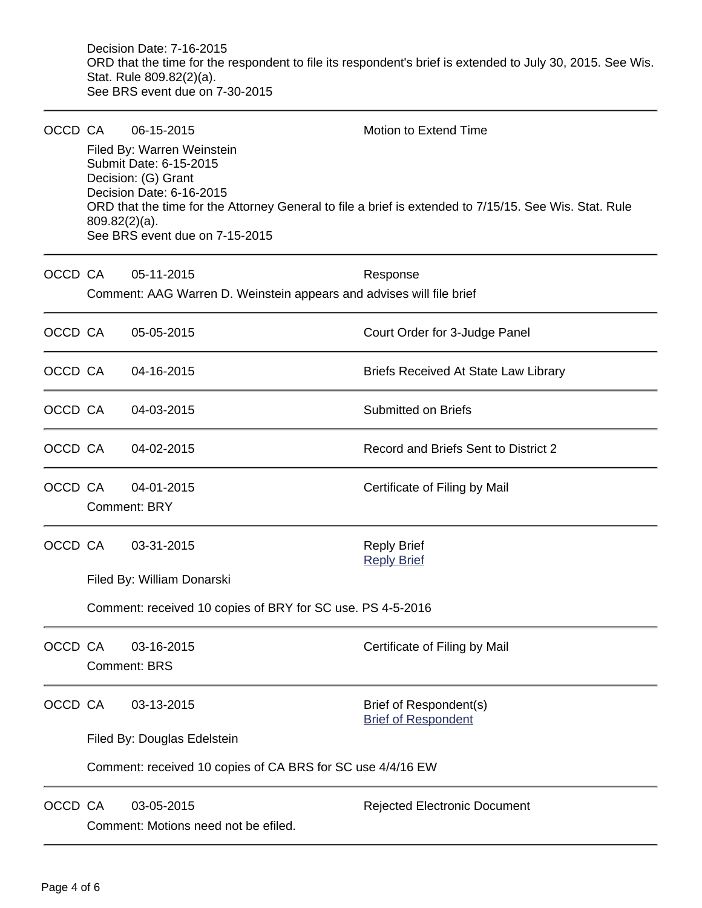Decision Date: 7-16-2015
ORD that the time for the respondent to file its respondent's brief is extended to July 30, 2015. See Wis. Stat. Rule 809.82(2)(a).
See BRS event due on 7-30-2015

---

OCCD CA 06-15-2015 Motion to Extend Time

Filed By: Warren Weinstein
Submit Date: 6-15-2015
Decision: (G) Grant
Decision Date: 6-16-2015
ORD that the time for the Attorney General to file a brief is extended to 7/15/15. See Wis. Stat. Rule 809.82(2)(a).
See BRS event due on 7-15-2015

---

OCCD CA 05-11-2015 Response

Comment: AAG Warren D. Weinstein appears and advises will file brief

---

OCCD CA 05-05-2015 Court Order for 3-Judge Panel

---

OCCD CA 04-16-2015 Briefs Received At State Law Library

---

OCCD CA 04-03-2015 Submitted on Briefs

---

OCCD CA 04-02-2015 Record and Briefs Sent to District 2

---

OCCD CA 04-01-2015 Certificate of Filing by Mail

Comment: BRY

---

OCCD CA 03-31-2015 Reply Brief
Reply Brief

Filed By: William Donarski

Comment: received 10 copies of BRY for SC use. PS 4-5-2016

---

OCCD CA 03-16-2015 Certificate of Filing by Mail

Comment: BRS

---

OCCD CA 03-13-2015 Brief of Respondent(s)
Brief of Respondent

Filed By: Douglas Edelstein

Comment: received 10 copies of CA BRS for SC use 4/4/16 EW

---

OCCD CA 03-05-2015 Rejected Electronic Document

Comment: Motions need not be efiled.

---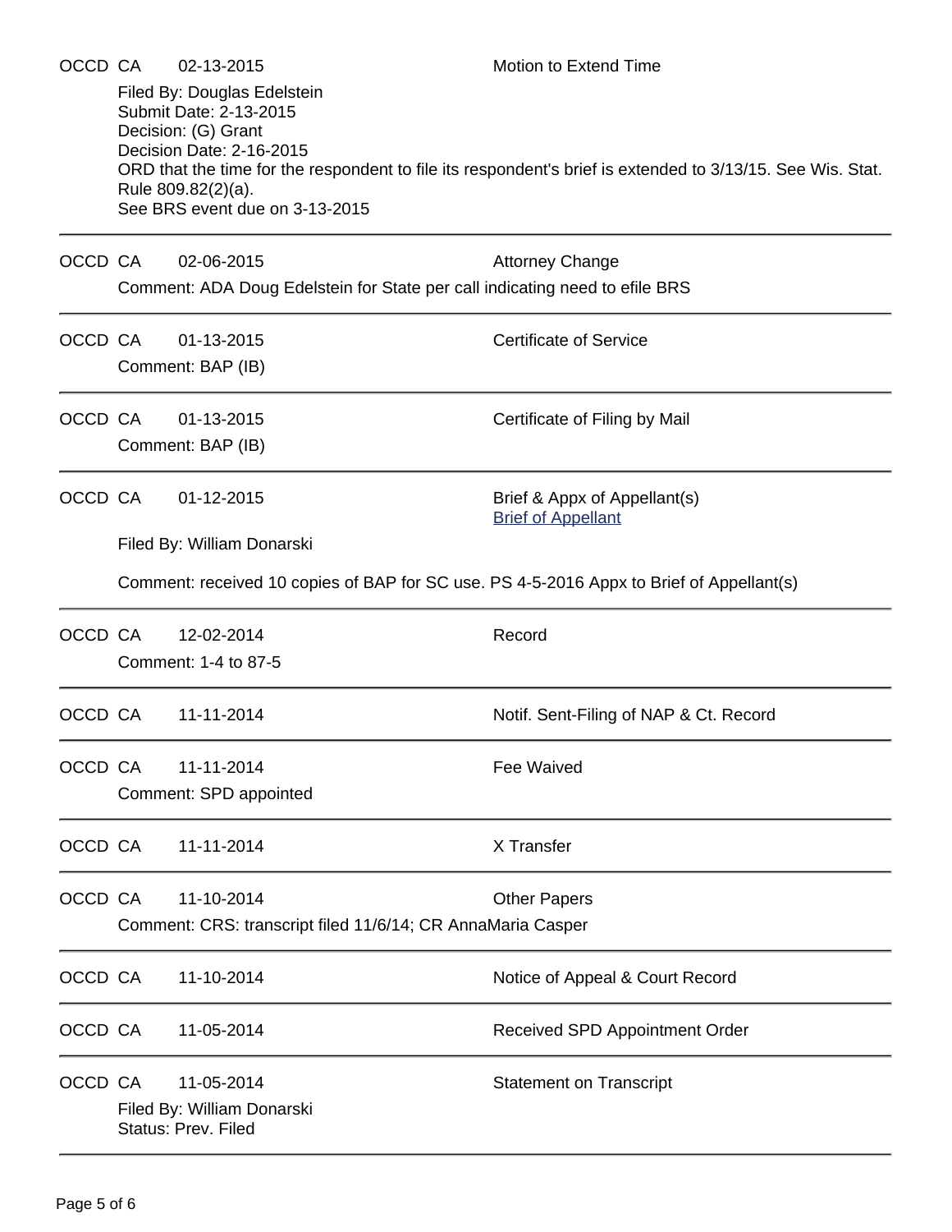OCCD CA 02-13-2015 Motion to Extend Time

Filed By: Douglas Edelstein
Submit Date: 2-13-2015
Decision: (G) Grant
Decision Date: 2-16-2015
ORD that the time for the respondent to file its respondent's brief is extended to 3/13/15. See Wis. Stat. Rule 809.82(2)(a).
See BRS event due on 3-13-2015

---

OCCD CA 02-06-2015 Attorney Change

Comment: ADA Doug Edelstein for State per call indicating need to efile BRS

---

OCCD CA 01-13-2015 Certificate of Service

Comment: BAP (IB)

---

OCCD CA 01-13-2015 Certificate of Filing by Mail

Comment: BAP (IB)

---

OCCD CA 01-12-2015 Brief & Appx of Appellant(s)
Brief of Appellant

Filed By: William Donarski

Comment: received 10 copies of BAP for SC use. PS 4-5-2016 Appx to Brief of Appellant(s)

---

OCCD CA 12-02-2014 Record

Comment: 1-4 to 87-5

---

OCCD CA 11-11-2014 Notif. Sent-Filing of NAP & Ct. Record

---

OCCD CA 11-11-2014 Fee Waived

Comment: SPD appointed

---

OCCD CA 11-11-2014 X Transfer

---

OCCD CA 11-10-2014 Other Papers

Comment: CRS: transcript filed 11/6/14; CR AnnaMaria Casper

---

OCCD CA 11-10-2014 Notice of Appeal & Court Record

---

OCCD CA 11-05-2014 Received SPD Appointment Order

---

OCCD CA 11-05-2014 Statement on Transcript

Filed By: William Donarski
Status: Prev. Filed

---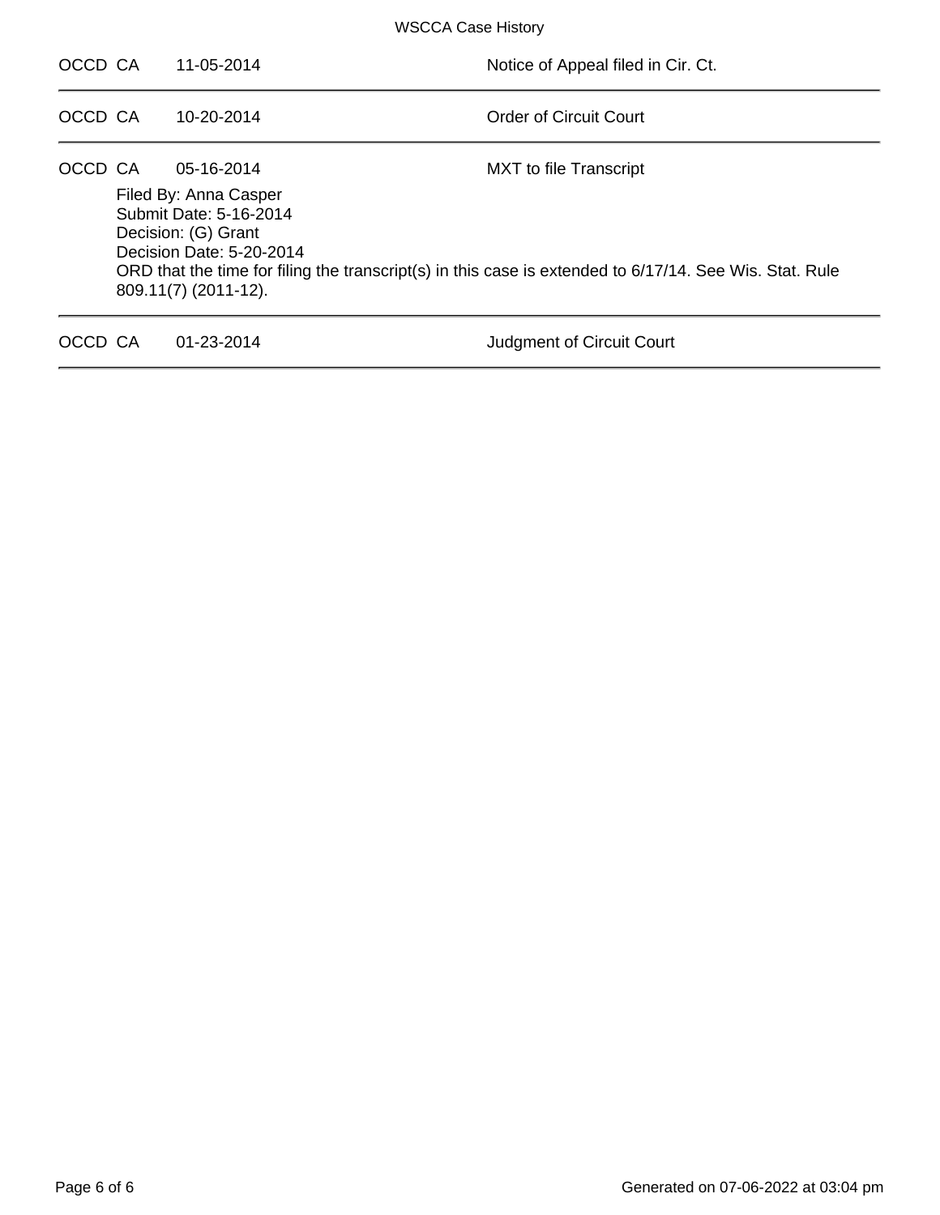| | | | |
|---|---|---|---|
| OCCD | CA | 11-05-2014 | Notice of Appeal filed in Cir. Ct. |
| OCCD | CA | 10-20-2014 | Order of Circuit Court |
| OCCD | CA | 05-16-2014 | MXT to file Transcript |

Filed By: Anna Casper
Submit Date: 5-16-2014
Decision: (G) Grant
Decision Date: 5-20-2014
ORD that the time for filing the transcript(s) in this case is extended to 6/17/14. See Wis. Stat. Rule 809.11(7) (2011-12).

| | | | |
|---|---|---|---|
| OCCD | CA | 01-23-2014 | Judgment of Circuit Court |